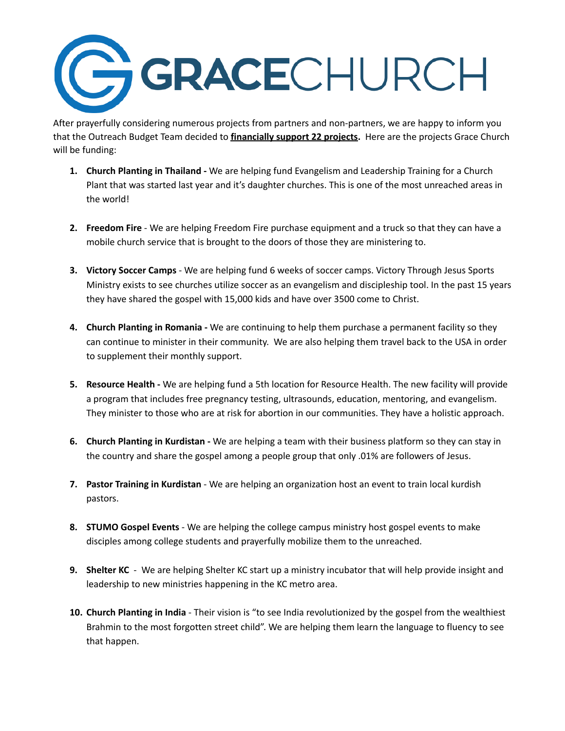# GRACECHURCH

After prayerfully considering numerous projects from partners and non-partners, we are happy to inform you that the Outreach Budget Team decided to **financially support 22 projects.** Here are the projects Grace Church will be funding:

1. **Church Planting in Thailand -** We are helping fund Evangelism and Leadership Training for a Church Plant that was started last year and it's daughter churches. This is one of the most unreached areas in the world!

2. **Freedom Fire** - We are helping Freedom Fire purchase equipment and a truck so that they can have a mobile church service that is brought to the doors of those they are ministering to.

3. **Victory Soccer Camps** - We are helping fund 6 weeks of soccer camps. Victory Through Jesus Sports Ministry exists to see churches utilize soccer as an evangelism and discipleship tool. In the past 15 years they have shared the gospel with 15,000 kids and have over 3500 come to Christ.

4. **Church Planting in Romania -** We are continuing to help them purchase a permanent facility so they can continue to minister in their community. We are also helping them travel back to the USA in order to supplement their monthly support.

5. **Resource Health -** We are helping fund a 5th location for Resource Health. The new facility will provide a program that includes free pregnancy testing, ultrasounds, education, mentoring, and evangelism. They minister to those who are at risk for abortion in our communities. They have a holistic approach.

6. **Church Planting in Kurdistan -** We are helping a team with their business platform so they can stay in the country and share the gospel among a people group that only .01% are followers of Jesus.

7. **Pastor Training in Kurdistan** - We are helping an organization host an event to train local kurdish pastors.

8. **STUMO Gospel Events** - We are helping the college campus ministry host gospel events to make disciples among college students and prayerfully mobilize them to the unreached.

9. **Shelter KC** - We are helping Shelter KC start up a ministry incubator that will help provide insight and leadership to new ministries happening in the KC metro area.

10. **Church Planting in India** - Their vision is "to see India revolutionized by the gospel from the wealthiest Brahmin to the most forgotten street child". We are helping them learn the language to fluency to see that happen.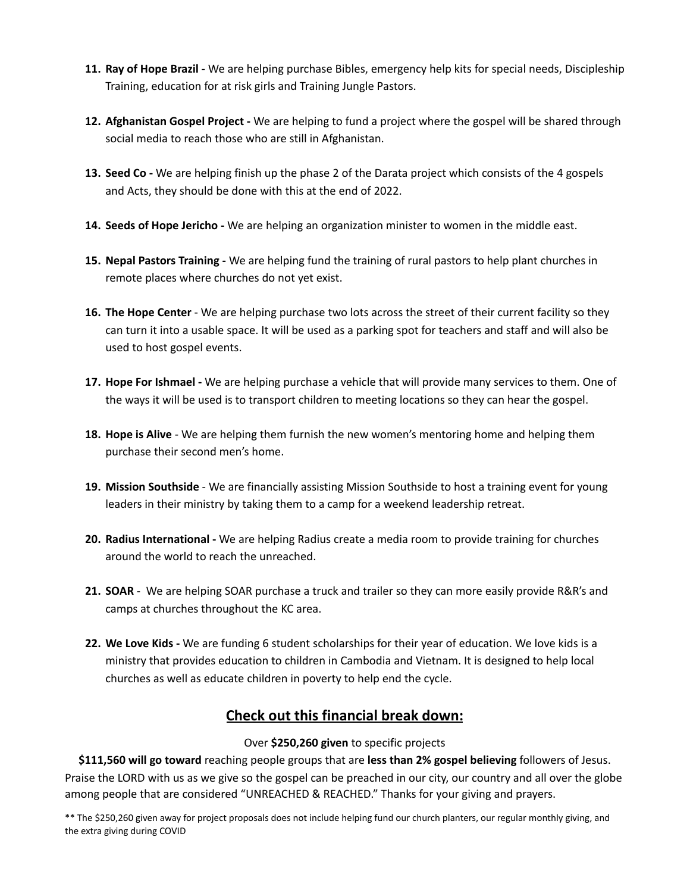11. **Ray of Hope Brazil -** We are helping purchase Bibles, emergency help kits for special needs, Discipleship Training, education for at risk girls and Training Jungle Pastors.

12. **Afghanistan Gospel Project -** We are helping to fund a project where the gospel will be shared through social media to reach those who are still in Afghanistan.

13. **Seed Co -** We are helping finish up the phase 2 of the Darata project which consists of the 4 gospels and Acts, they should be done with this at the end of 2022.

14. **Seeds of Hope Jericho -** We are helping an organization minister to women in the middle east.

15. **Nepal Pastors Training -** We are helping fund the training of rural pastors to help plant churches in remote places where churches do not yet exist.

16. **The Hope Center** - We are helping purchase two lots across the street of their current facility so they can turn it into a usable space. It will be used as a parking spot for teachers and staff and will also be used to host gospel events.

17. **Hope For Ishmael -** We are helping purchase a vehicle that will provide many services to them. One of the ways it will be used is to transport children to meeting locations so they can hear the gospel.

18. **Hope is Alive** - We are helping them furnish the new women's mentoring home and helping them purchase their second men's home.

19. **Mission Southside** - We are financially assisting Mission Southside to host a training event for young leaders in their ministry by taking them to a camp for a weekend leadership retreat.

20. **Radius International -** We are helping Radius create a media room to provide training for churches around the world to reach the unreached.

21. **SOAR** - We are helping SOAR purchase a truck and trailer so they can more easily provide R&R's and camps at churches throughout the KC area.

22. **We Love Kids -** We are funding 6 student scholarships for their year of education. We love kids is a ministry that provides education to children in Cambodia and Vietnam. It is designed to help local churches as well as educate children in poverty to help end the cycle.

## Check out this financial break down:

Over **$250,260 given** to specific projects

**$111,560 will go toward** reaching people groups that are **less than 2% gospel believing** followers of Jesus. Praise the LORD with us as we give so the gospel can be preached in our city, our country and all over the globe among people that are considered "UNREACHED & REACHED." Thanks for your giving and prayers.

** The $250,260 given away for project proposals does not include helping fund our church planters, our regular monthly giving, and the extra giving during COVID